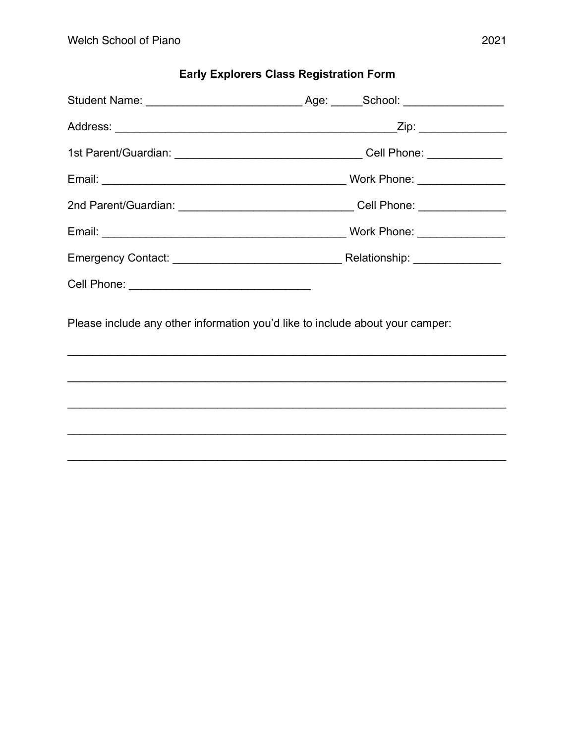Welch School of Piano 2021

## Early Explorers Class Registration Form

Student Name: _________________________ Age: _____School: ________________

Address: ______________________________________________Zip: ______________

1st Parent/Guardian: ______________________________ Cell Phone: ____________

Email: _______________________________________ Work Phone: ______________

2nd Parent/Guardian: ____________________________ Cell Phone: ______________

Email: _______________________________________ Work Phone: ______________

Emergency Contact: ___________________________ Relationship: ______________

Cell Phone: _____________________________

Please include any other information you'd like to include about your camper:

_______________________________________________________________________

_______________________________________________________________________

_______________________________________________________________________

_______________________________________________________________________

_______________________________________________________________________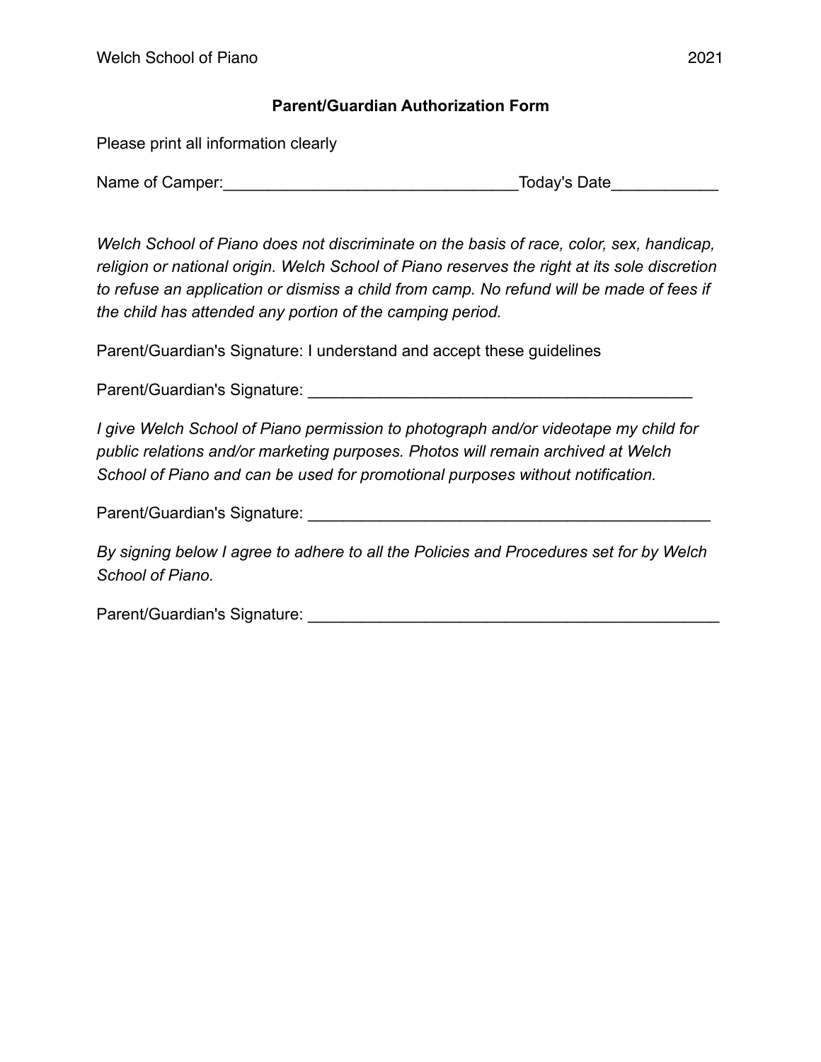## Parent/Guardian Authorization Form

Please print all information clearly

Name of Camper:________________________________Today's Date____________

*Welch School of Piano does not discriminate on the basis of race, color, sex, handicap, religion or national origin. Welch School of Piano reserves the right at its sole discretion to refuse an application or dismiss a child from camp. No refund will be made of fees if the child has attended any portion of the camping period.*

Parent/Guardian's Signature: I understand and accept these guidelines

Parent/Guardian's Signature: ___________________________________________

*I give Welch School of Piano permission to photograph and/or videotape my child for public relations and/or marketing purposes. Photos will remain archived at Welch School of Piano and can be used for promotional purposes without notification.*

Parent/Guardian's Signature: _____________________________________________

*By signing below I agree to adhere to all the Policies and Procedures set for by Welch School of Piano.*

Parent/Guardian's Signature: ______________________________________________